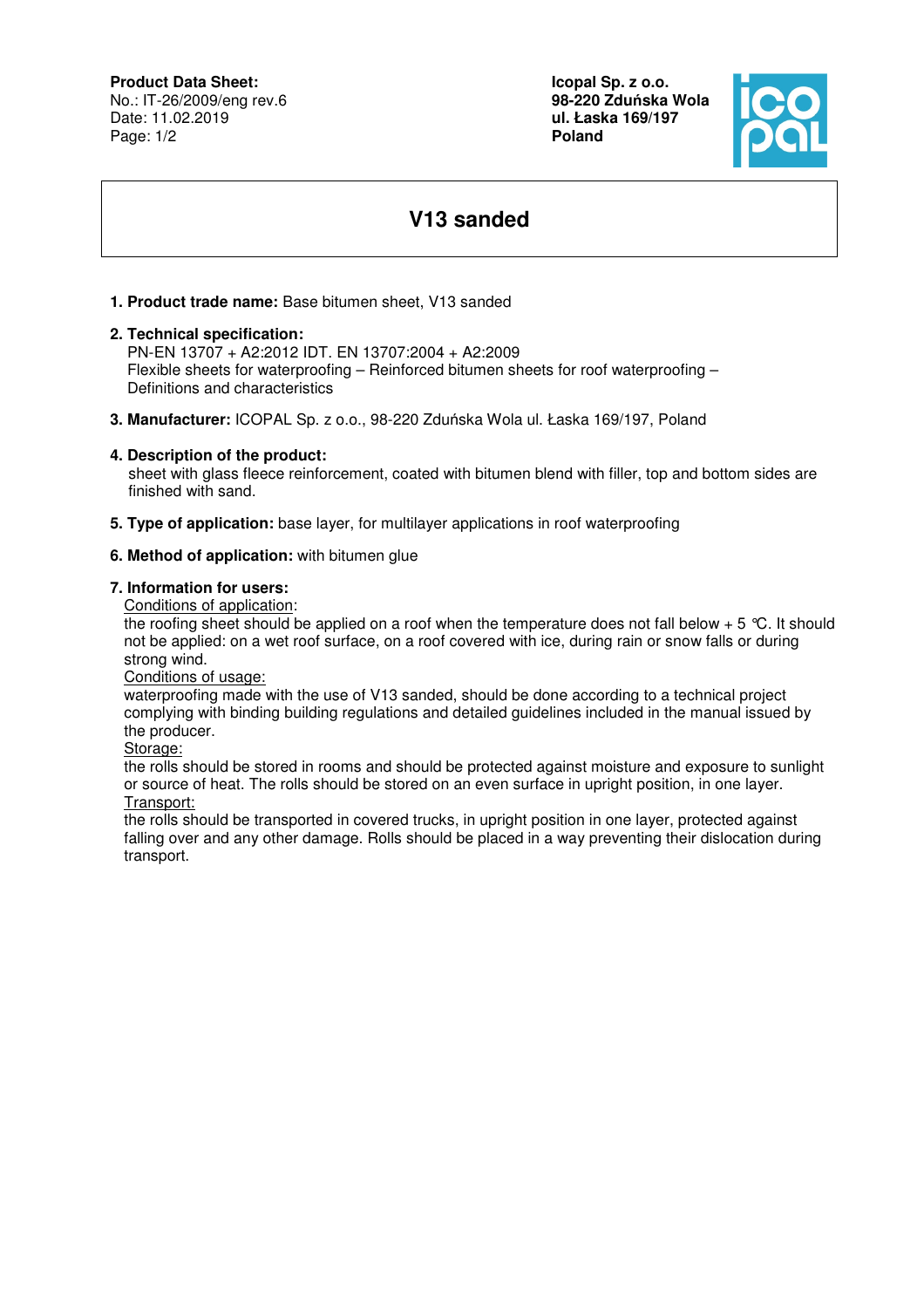**Product Data Sheet:**
No.: IT-26/2009/eng rev.6
Date: 11.02.2019

**Icopal Sp. z o.o.**
**98-220 Zduńska Wola**
**ul. Łaska 169/197**
**Poland**

# V13 sanded

1. **Product trade name:** Base bitumen sheet, V13 sanded

2. **Technical specification:**
   PN-EN 13707 + A2:2012 IDT. EN 13707:2004 + A2:2009
   Flexible sheets for waterproofing – Reinforced bitumen sheets for roof waterproofing – Definitions and characteristics

3. **Manufacturer:** ICOPAL Sp. z o.o., 98-220 Zduńska Wola ul. Łaska 169/197, Poland

4. **Description of the product:**
   sheet with glass fleece reinforcement, coated with bitumen blend with filler, top and bottom sides are finished with sand.

5. **Type of application:** base layer, for multilayer applications in roof waterproofing

6. **Method of application:** with bitumen glue

7. **Information for users:**

   Conditions of application:
   the roofing sheet should be applied on a roof when the temperature does not fall below + 5 °C. It should not be applied: on a wet roof surface, on a roof covered with ice, during rain or snow falls or during strong wind.

   Conditions of usage:
   waterproofing made with the use of V13 sanded, should be done according to a technical project complying with binding building regulations and detailed guidelines included in the manual issued by the producer.

   Storage:
   the rolls should be stored in rooms and should be protected against moisture and exposure to sunlight or source of heat. The rolls should be stored on an even surface in upright position, in one layer.

   Transport:
   the rolls should be transported in covered trucks, in upright position in one layer, protected against falling over and any other damage. Rolls should be placed in a way preventing their dislocation during transport.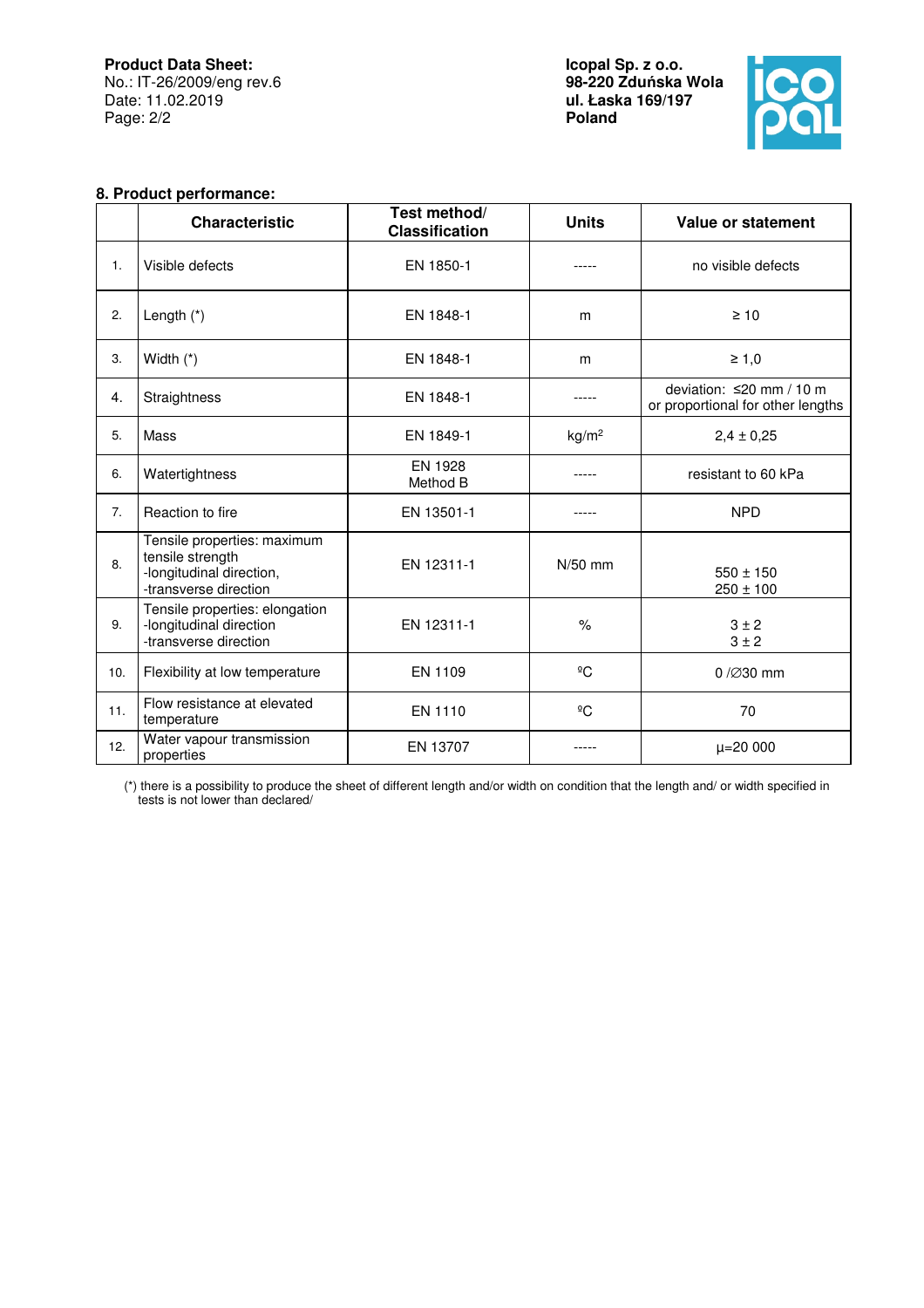**Product Data Sheet:**
No.: IT-26/2009/eng rev.6
Date: 11.02.2019

**Icopal Sp. z o.o.**
**98-220 Zduńska Wola**
**ul. Łaska 169/197**
**Poland**

### 8. Product performance:

| | Characteristic | Test method/ Classification | Units | Value or statement |
|---|---|---|---|---|
| 1. | Visible defects | EN 1850-1 | ----- | no visible defects |
| 2. | Length (*) | EN 1848-1 | m | ≥ 10 |
| 3. | Width (*) | EN 1848-1 | m | ≥ 1,0 |
| 4. | Straightness | EN 1848-1 | ----- | deviation: ≤20 mm / 10 m or proportional for other lengths |
| 5. | Mass | EN 1849-1 | kg/m² | 2,4 ± 0,25 |
| 6. | Watertightness | EN 1928 Method B | ----- | resistant to 60 kPa |
| 7. | Reaction to fire | EN 13501-1 | ----- | NPD |
| 8. | Tensile properties: maximum tensile strength -longitudinal direction, -transverse direction | EN 12311-1 | N/50 mm | 550 ± 150<br>250 ± 100 |
| 9. | Tensile properties: elongation -longitudinal direction -transverse direction | EN 12311-1 | % | 3 ± 2<br>3 ± 2 |
| 10. | Flexibility at low temperature | EN 1109 | ºC | 0 /∅30 mm |
| 11. | Flow resistance at elevated temperature | EN 1110 | ºC | 70 |
| 12. | Water vapour transmission properties | EN 13707 | ----- | μ=20 000 |

(*) there is a possibility to produce the sheet of different length and/or width on condition that the length and/ or width specified in tests is not lower than declared/